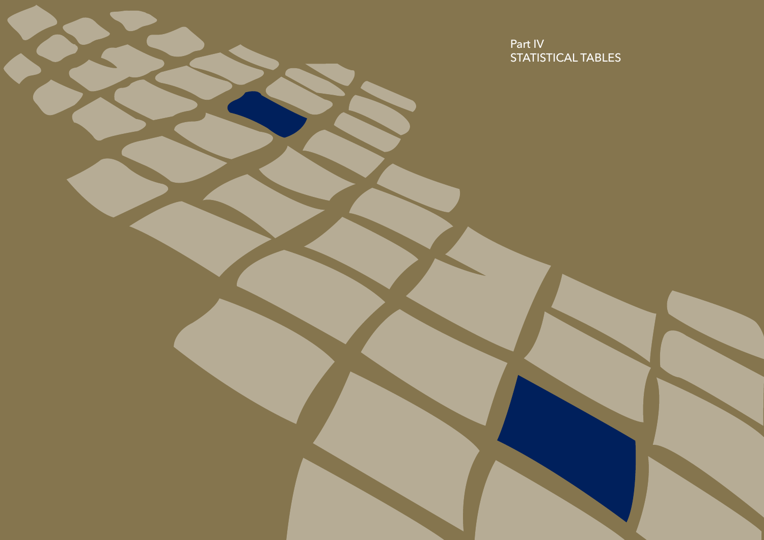# Part IV
# STATISTICAL TABLES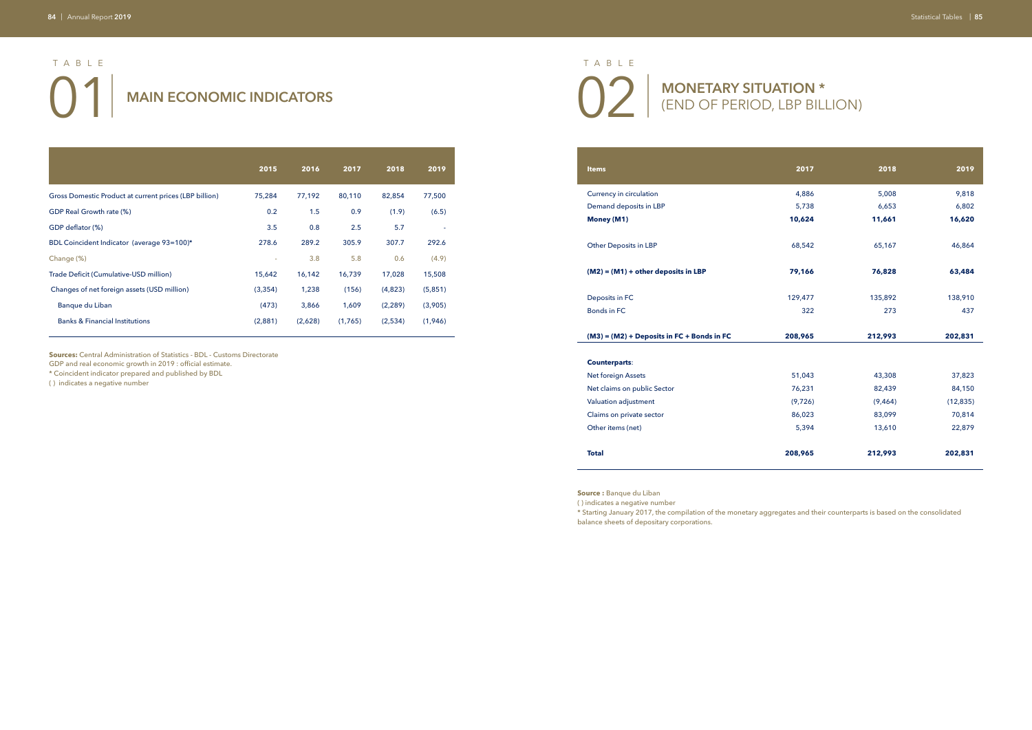# TABLE 01 | MAIN ECONOMIC INDICATORS

| | 2015 | 2016 | 2017 | 2018 | 2019 |
|---|---|---|---|---|---|
| Gross Domestic Product at current prices (LBP billion) | 75,284 | 77,192 | 80,110 | 82,854 | 77,500 |
| GDP Real Growth rate (%) | 0.2 | 1.5 | 0.9 | (1.9) | (6.5) |
| GDP deflator (%) | 3.5 | 0.8 | 2.5 | 5.7 | - |
| BDL Coincident Indicator (average 93=100)* | 278.6 | 289.2 | 305.9 | 307.7 | 292.6 |
| Change (%) | - | 3.8 | 5.8 | 0.6 | (4.9) |
| Trade Deficit (Cumulative-USD million) | 15,642 | 16,142 | 16,739 | 17,028 | 15,508 |
| Changes of net foreign assets (USD million) | (3,354) | 1,238 | (156) | (4,823) | (5,851) |
| Banque du Liban | (473) | 3,866 | 1,609 | (2,289) | (3,905) |
| Banks & Financial Institutions | (2,881) | (2,628) | (1,765) | (2,534) | (1,946) |

**Sources:** Central Administration of Statistics - BDL - Customs Directorate

GDP and real economic growth in 2019 : official estimate.

* Coincident indicator prepared and published by BDL

( ) indicates a negative number

# TABLE 02 | MONETARY SITUATION * (END OF PERIOD, LBP BILLION)

| Items | 2017 | 2018 | 2019 |
|---|---|---|---|
| Currency in circulation | 4,886 | 5,008 | 9,818 |
| Demand deposits in LBP | 5,738 | 6,653 | 6,802 |
| **Money (M1)** | **10,624** | **11,661** | **16,620** |
| Other Deposits in LBP | 68,542 | 65,167 | 46,864 |
| **(M2) = (M1) + other deposits in LBP** | **79,166** | **76,828** | **63,484** |
| Deposits in FC | 129,477 | 135,892 | 138,910 |
| Bonds in FC | 322 | 273 | 437 |
| **(M3) = (M2) + Deposits in FC + Bonds in FC** | **208,965** | **212,993** | **202,831** |
| **Counterparts**: | | | |
| Net foreign Assets | 51,043 | 43,308 | 37,823 |
| Net claims on public Sector | 76,231 | 82,439 | 84,150 |
| Valuation adjustment | (9,726) | (9,464) | (12,835) |
| Claims on private sector | 86,023 | 83,099 | 70,814 |
| Other items (net) | 5,394 | 13,610 | 22,879 |
| **Total** | **208,965** | **212,993** | **202,831** |

**Source :** Banque du Liban

( ) indicates a negative number

* Starting January 2017, the compilation of the monetary aggregates and their counterparts is based on the consolidated balance sheets of depositary corporations.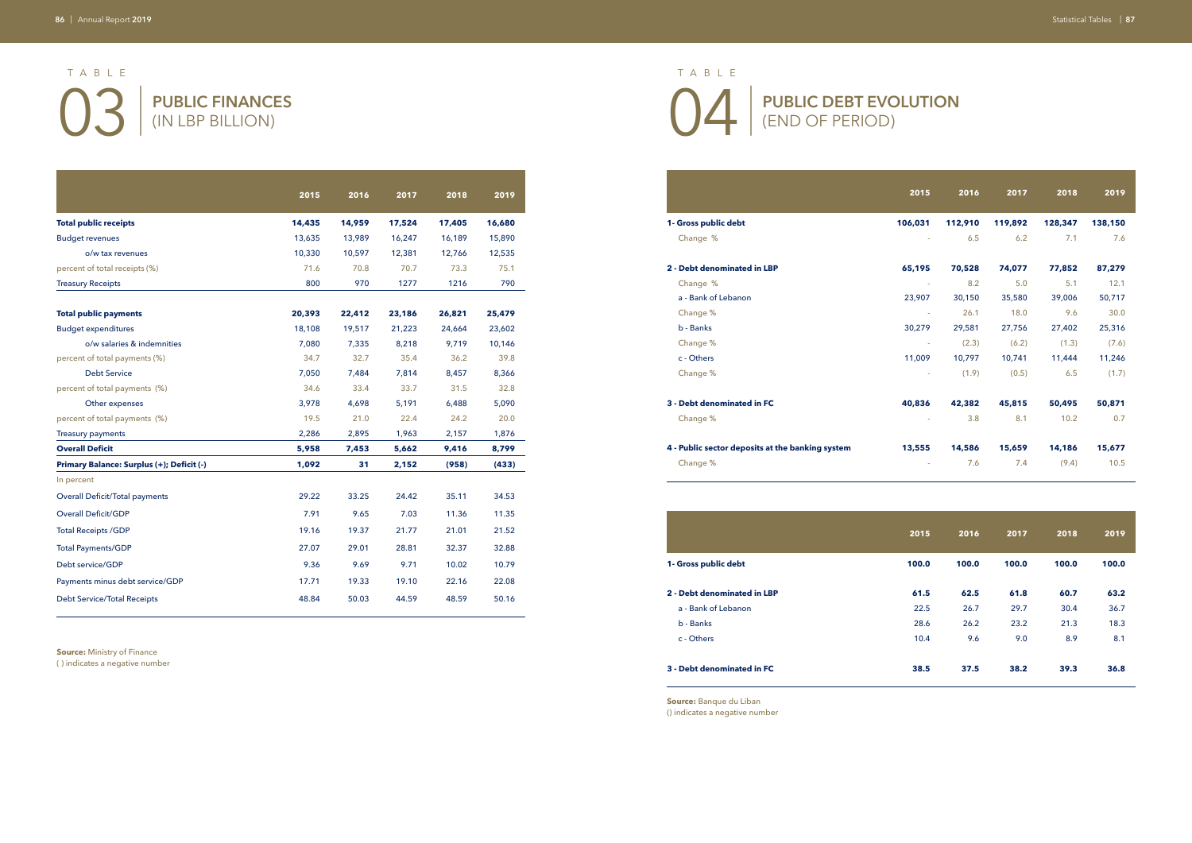## TABLE 03 | PUBLIC FINANCES (IN LBP BILLION)

| | 2015 | 2016 | 2017 | 2018 | 2019 |
|---|---|---|---|---|---|
| **Total public receipts** | **14,435** | **14,959** | **17,524** | **17,405** | **16,680** |
| Budget revenues | 13,635 | 13,989 | 16,247 | 16,189 | 15,890 |
| o/w tax revenues | 10,330 | 10,597 | 12,381 | 12,766 | 12,535 |
| percent of total receipts (%) | 71.6 | 70.8 | 70.7 | 73.3 | 75.1 |
| Treasury Receipts | 800 | 970 | 1277 | 1216 | 790 |
| **Total public payments** | **20,393** | **22,412** | **23,186** | **26,821** | **25,479** |
| Budget expenditures | 18,108 | 19,517 | 21,223 | 24,664 | 23,602 |
| o/w salaries & indemnities | 7,080 | 7,335 | 8,218 | 9,719 | 10,146 |
| percent of total payments (%) | 34.7 | 32.7 | 35.4 | 36.2 | 39.8 |
| Debt Service | 7,050 | 7,484 | 7,814 | 8,457 | 8,366 |
| percent of total payments (%) | 34.6 | 33.4 | 33.7 | 31.5 | 32.8 |
| Other expenses | 3,978 | 4,698 | 5,191 | 6,488 | 5,090 |
| percent of total payments (%) | 19.5 | 21.0 | 22.4 | 24.2 | 20.0 |
| Treasury payments | 2,286 | 2,895 | 1,963 | 2,157 | 1,876 |
| **Overall Deficit** | **5,958** | **7,453** | **5,662** | **9,416** | **8,799** |
| **Primary Balance: Surplus (+); Deficit (-)** | **1,092** | **31** | **2,152** | **(958)** | **(433)** |
| In percent | | | | | |
| Overall Deficit/Total payments | 29.22 | 33.25 | 24.42 | 35.11 | 34.53 |
| Overall Deficit/GDP | 7.91 | 9.65 | 7.03 | 11.36 | 11.35 |
| Total Receipts /GDP | 19.16 | 19.37 | 21.77 | 21.01 | 21.52 |
| Total Payments/GDP | 27.07 | 29.01 | 28.81 | 32.37 | 32.88 |
| Debt service/GDP | 9.36 | 9.69 | 9.71 | 10.02 | 10.79 |
| Payments minus debt service/GDP | 17.71 | 19.33 | 19.10 | 22.16 | 22.08 |
| Debt Service/Total Receipts | 48.84 | 50.03 | 44.59 | 48.59 | 50.16 |

**Source:** Ministry of Finance
( ) indicates a negative number

## TABLE 04 | PUBLIC DEBT EVOLUTION (END OF PERIOD)

| | 2015 | 2016 | 2017 | 2018 | 2019 |
|---|---|---|---|---|---|
| **1- Gross public debt** | **106,031** | **112,910** | **119,892** | **128,347** | **138,150** |
| Change % | - | 6.5 | 6.2 | 7.1 | 7.6 |
| **2 - Debt denominated in LBP** | **65,195** | **70,528** | **74,077** | **77,852** | **87,279** |
| Change % | - | 8.2 | 5.0 | 5.1 | 12.1 |
| a - Bank of Lebanon | 23,907 | 30,150 | 35,580 | 39,006 | 50,717 |
| Change % | - | 26.1 | 18.0 | 9.6 | 30.0 |
| b - Banks | 30,279 | 29,581 | 27,756 | 27,402 | 25,316 |
| Change % | - | (2.3) | (6.2) | (1.3) | (7.6) |
| c - Others | 11,009 | 10,797 | 10,741 | 11,444 | 11,246 |
| Change % | - | (1.9) | (0.5) | 6.5 | (1.7) |
| **3 - Debt denominated in FC** | **40,836** | **42,382** | **45,815** | **50,495** | **50,871** |
| Change % | - | 3.8 | 8.1 | 10.2 | 0.7 |
| **4 - Public sector deposits at the banking system** | **13,555** | **14,586** | **15,659** | **14,186** | **15,677** |
| Change % | - | 7.6 | 7.4 | (9.4) | 10.5 |

| | 2015 | 2016 | 2017 | 2018 | 2019 |
|---|---|---|---|---|---|
| **1- Gross public debt** | **100.0** | **100.0** | **100.0** | **100.0** | **100.0** |
| **2 - Debt denominated in LBP** | **61.5** | **62.5** | **61.8** | **60.7** | **63.2** |
| a - Bank of Lebanon | 22.5 | 26.7 | 29.7 | 30.4 | 36.7 |
| b - Banks | 28.6 | 26.2 | 23.2 | 21.3 | 18.3 |
| c - Others | 10.4 | 9.6 | 9.0 | 8.9 | 8.1 |
| **3 - Debt denominated in FC** | **38.5** | **37.5** | **38.2** | **39.3** | **36.8** |

**Source:** Banque du Liban
() indicates a negative number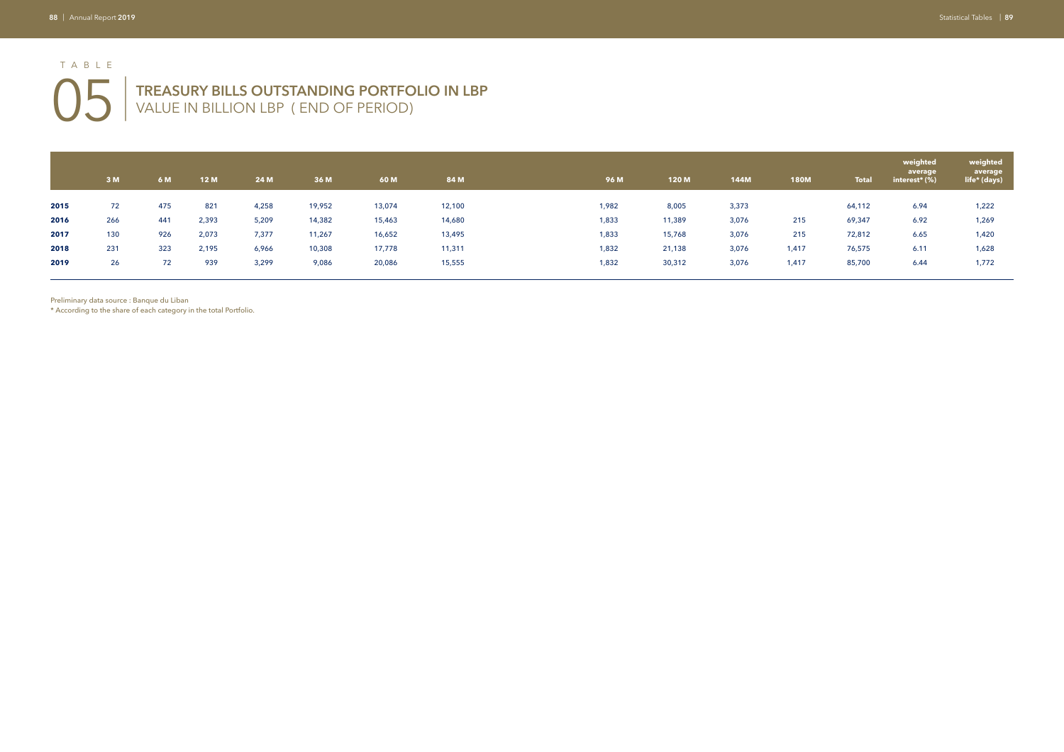TABLE

# 05 TREASURY BILLS OUTSTANDING PORTFOLIO IN LBP

## VALUE IN BILLION LBP ( END OF PERIOD)

| | 3 M | 6 M | 12 M | 24 M | 36 M | 60 M | 84 M | 96 M | 120 M | 144M | 180M | Total | weighted average interest* (%) | weighted average life* (days) |
|---|---|---|---|---|---|---|---|---|---|---|---|---|---|---|
| **2015** | 72 | 475 | 821 | 4,258 | 19,952 | 13,074 | 12,100 | 1,982 | 8,005 | 3,373 | | 64,112 | 6.94 | 1,222 |
| **2016** | 266 | 441 | 2,393 | 5,209 | 14,382 | 15,463 | 14,680 | 1,833 | 11,389 | 3,076 | 215 | 69,347 | 6.92 | 1,269 |
| **2017** | 130 | 926 | 2,073 | 7,377 | 11,267 | 16,652 | 13,495 | 1,833 | 15,768 | 3,076 | 215 | 72,812 | 6.65 | 1,420 |
| **2018** | 231 | 323 | 2,195 | 6,966 | 10,308 | 17,778 | 11,311 | 1,832 | 21,138 | 3,076 | 1,417 | 76,575 | 6.11 | 1,628 |
| **2019** | 26 | 72 | 939 | 3,299 | 9,086 | 20,086 | 15,555 | 1,832 | 30,312 | 3,076 | 1,417 | 85,700 | 6.44 | 1,772 |

Preliminary data source : Banque du Liban

* According to the share of each category in the total Portfolio.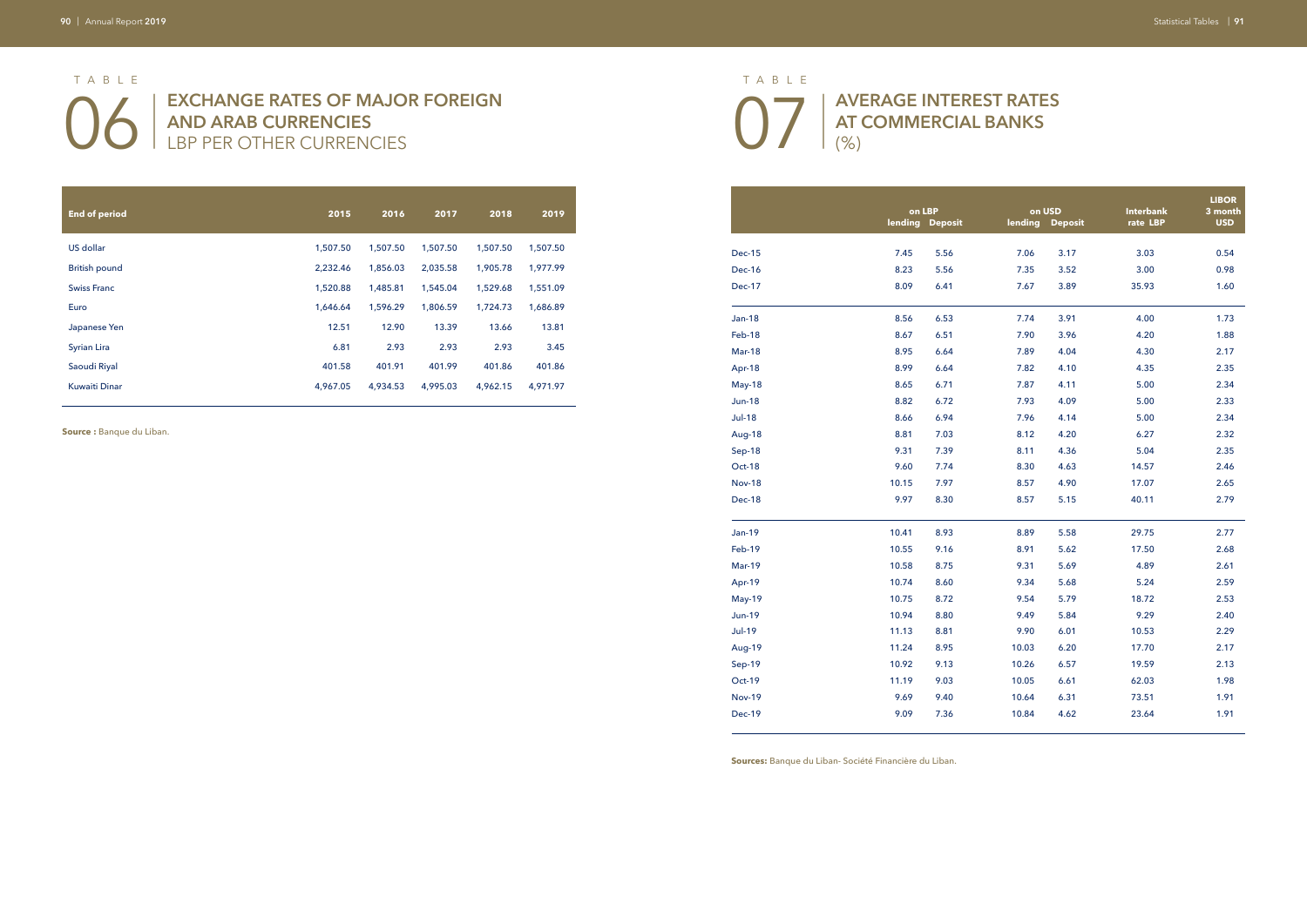TABLE

# 06 | EXCHANGE RATES OF MAJOR FOREIGN AND ARAB CURRENCIES
## LBP PER OTHER CURRENCIES

| End of period | 2015 | 2016 | 2017 | 2018 | 2019 |
|---|---|---|---|---|---|
| US dollar | 1,507.50 | 1,507.50 | 1,507.50 | 1,507.50 | 1,507.50 |
| British pound | 2,232.46 | 1,856.03 | 2,035.58 | 1,905.78 | 1,977.99 |
| Swiss Franc | 1,520.88 | 1,485.81 | 1,545.04 | 1,529.68 | 1,551.09 |
| Euro | 1,646.64 | 1,596.29 | 1,806.59 | 1,724.73 | 1,686.89 |
| Japanese Yen | 12.51 | 12.90 | 13.39 | 13.66 | 13.81 |
| Syrian Lira | 6.81 | 2.93 | 2.93 | 2.93 | 3.45 |
| Saoudi Riyal | 401.58 | 401.91 | 401.99 | 401.86 | 401.86 |
| Kuwaiti Dinar | 4,967.05 | 4,934.53 | 4,995.03 | 4,962.15 | 4,971.97 |

**Source :** Banque du Liban.

TABLE

# 07 | AVERAGE INTEREST RATES AT COMMERCIAL BANKS
## (%)

| | on LBP | | on USD | | Interbank | LIBOR 3 month |
|---|---|---|---|---|---|---|
| | lending | Deposit | lending | Deposit | rate LBP | USD |
| Dec-15 | 7.45 | 5.56 | 7.06 | 3.17 | 3.03 | 0.54 |
| Dec-16 | 8.23 | 5.56 | 7.35 | 3.52 | 3.00 | 0.98 |
| Dec-17 | 8.09 | 6.41 | 7.67 | 3.89 | 35.93 | 1.60 |
| Jan-18 | 8.56 | 6.53 | 7.74 | 3.91 | 4.00 | 1.73 |
| Feb-18 | 8.67 | 6.51 | 7.90 | 3.96 | 4.20 | 1.88 |
| Mar-18 | 8.95 | 6.64 | 7.89 | 4.04 | 4.30 | 2.17 |
| Apr-18 | 8.99 | 6.64 | 7.82 | 4.10 | 4.35 | 2.35 |
| May-18 | 8.65 | 6.71 | 7.87 | 4.11 | 5.00 | 2.34 |
| Jun-18 | 8.82 | 6.72 | 7.93 | 4.09 | 5.00 | 2.33 |
| Jul-18 | 8.66 | 6.94 | 7.96 | 4.14 | 5.00 | 2.34 |
| Aug-18 | 8.81 | 7.03 | 8.12 | 4.20 | 6.27 | 2.32 |
| Sep-18 | 9.31 | 7.39 | 8.11 | 4.36 | 5.04 | 2.35 |
| Oct-18 | 9.60 | 7.74 | 8.30 | 4.63 | 14.57 | 2.46 |
| Nov-18 | 10.15 | 7.97 | 8.57 | 4.90 | 17.07 | 2.65 |
| Dec-18 | 9.97 | 8.30 | 8.57 | 5.15 | 40.11 | 2.79 |
| Jan-19 | 10.41 | 8.93 | 8.89 | 5.58 | 29.75 | 2.77 |
| Feb-19 | 10.55 | 9.16 | 8.91 | 5.62 | 17.50 | 2.68 |
| Mar-19 | 10.58 | 8.75 | 9.31 | 5.69 | 4.89 | 2.61 |
| Apr-19 | 10.74 | 8.60 | 9.34 | 5.68 | 5.24 | 2.59 |
| May-19 | 10.75 | 8.72 | 9.54 | 5.79 | 18.72 | 2.53 |
| Jun-19 | 10.94 | 8.80 | 9.49 | 5.84 | 9.29 | 2.40 |
| Jul-19 | 11.13 | 8.81 | 9.90 | 6.01 | 10.53 | 2.29 |
| Aug-19 | 11.24 | 8.95 | 10.03 | 6.20 | 17.70 | 2.17 |
| Sep-19 | 10.92 | 9.13 | 10.26 | 6.57 | 19.59 | 2.13 |
| Oct-19 | 11.19 | 9.03 | 10.05 | 6.61 | 62.03 | 1.98 |
| Nov-19 | 9.69 | 9.40 | 10.64 | 6.31 | 73.51 | 1.91 |
| Dec-19 | 9.09 | 7.36 | 10.84 | 4.62 | 23.64 | 1.91 |

**Sources:** Banque du Liban- Société Financière du Liban.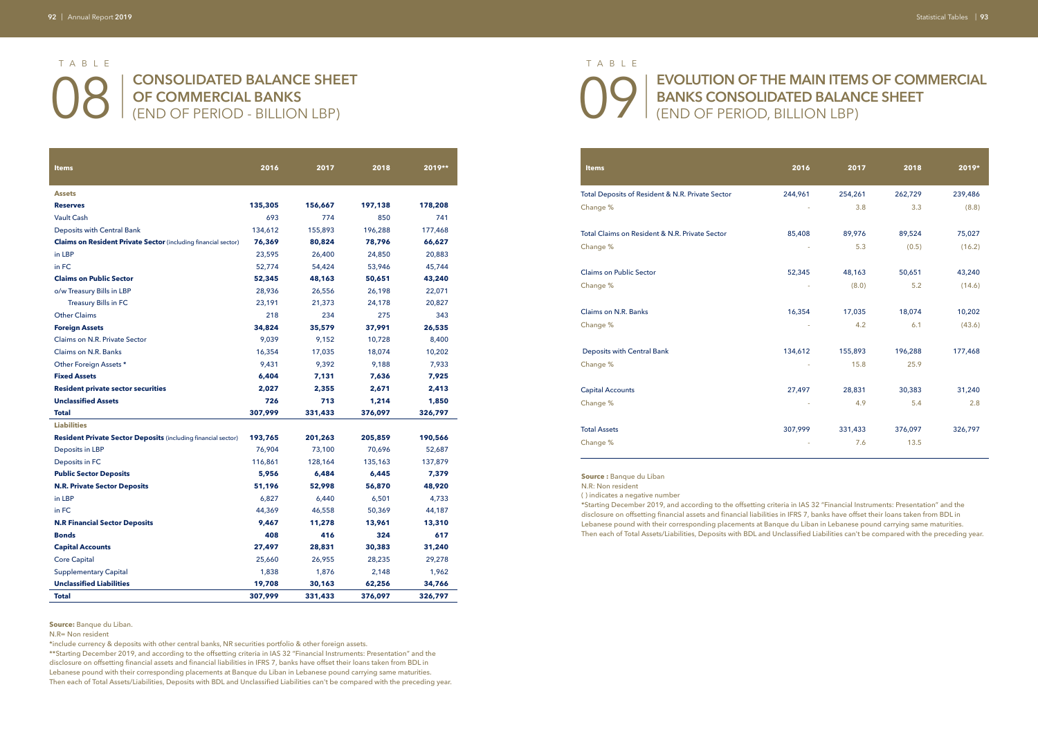TABLE

# 08 | CONSOLIDATED BALANCE SHEET OF COMMERCIAL BANKS (END OF PERIOD - BILLION LBP)

| Items | 2016 | 2017 | 2018 | 2019** |
|---|---|---|---|---|
| **Assets** | | | | |
| **Reserves** | **135,305** | **156,667** | **197,138** | **178,208** |
| Vault Cash | 693 | 774 | 850 | 741 |
| Deposits with Central Bank | 134,612 | 155,893 | 196,288 | 177,468 |
| **Claims on Resident Private Sector** (including financial sector) | **76,369** | **80,824** | **78,796** | **66,627** |
| in LBP | 23,595 | 26,400 | 24,850 | 20,883 |
| in FC | 52,774 | 54,424 | 53,946 | 45,744 |
| **Claims on Public Sector** | **52,345** | **48,163** | **50,651** | **43,240** |
| o/w Treasury Bills in LBP | 28,936 | 26,556 | 26,198 | 22,071 |
| Treasury Bills in FC | 23,191 | 21,373 | 24,178 | 20,827 |
| Other Claims | 218 | 234 | 275 | 343 |
| **Foreign Assets** | **34,824** | **35,579** | **37,991** | **26,535** |
| Claims on N.R. Private Sector | 9,039 | 9,152 | 10,728 | 8,400 |
| Claims on N.R. Banks | 16,354 | 17,035 | 18,074 | 10,202 |
| Other Foreign Assets * | 9,431 | 9,392 | 9,188 | 7,933 |
| **Fixed Assets** | **6,404** | **7,131** | **7,636** | **7,925** |
| **Resident private sector securities** | **2,027** | **2,355** | **2,671** | **2,413** |
| **Unclassified Assets** | **726** | **713** | **1,214** | **1,850** |
| **Total** | **307,999** | **331,433** | **376,097** | **326,797** |
| **Liabilities** | | | | |
| **Resident Private Sector Deposits** (including financial sector) | **193,765** | **201,263** | **205,859** | **190,566** |
| Deposits in LBP | 76,904 | 73,100 | 70,696 | 52,687 |
| Deposits in FC | 116,861 | 128,164 | 135,163 | 137,879 |
| **Public Sector Deposits** | **5,956** | **6,484** | **6,445** | **7,379** |
| **N.R. Private Sector Deposits** | **51,196** | **52,998** | **56,870** | **48,920** |
| in LBP | 6,827 | 6,440 | 6,501 | 4,733 |
| in FC | 44,369 | 46,558 | 50,369 | 44,187 |
| **N.R Financial Sector Deposits** | **9,467** | **11,278** | **13,961** | **13,310** |
| **Bonds** | **408** | **416** | **324** | **617** |
| **Capital Accounts** | **27,497** | **28,831** | **30,383** | **31,240** |
| Core Capital | 25,660 | 26,955 | 28,235 | 29,278 |
| Supplementary Capital | 1,838 | 1,876 | 2,148 | 1,962 |
| **Unclassified Liabilities** | **19,708** | **30,163** | **62,256** | **34,766** |
| **Total** | **307,999** | **331,433** | **376,097** | **326,797** |

**Source:** Banque du Liban.

N.R= Non resident

*include currency & deposits with other central banks, NR securities portfolio & other foreign assets.

**Starting December 2019, and according to the offsetting criteria in IAS 32 "Financial Instruments: Presentation" and the disclosure on offsetting financial assets and financial liabilities in IFRS 7, banks have offset their loans taken from BDL in Lebanese pound with their corresponding placements at Banque du Liban in Lebanese pound carrying same maturities. Then each of Total Assets/Liabilities, Deposits with BDL and Unclassified Liabilities can't be compared with the preceding year.

TABLE

# 09 | EVOLUTION OF THE MAIN ITEMS OF COMMERCIAL BANKS CONSOLIDATED BALANCE SHEET (END OF PERIOD, BILLION LBP)

| Items | 2016 | 2017 | 2018 | 2019* |
|---|---|---|---|---|
| Total Deposits of Resident & N.R. Private Sector | 244,961 | 254,261 | 262,729 | 239,486 |
| Change % | - | 3.8 | 3.3 | (8.8) |
| Total Claims on Resident & N.R. Private Sector | 85,408 | 89,976 | 89,524 | 75,027 |
| Change % | - | 5.3 | (0.5) | (16.2) |
| Claims on Public Sector | 52,345 | 48,163 | 50,651 | 43,240 |
| Change % | - | (8.0) | 5.2 | (14.6) |
| Claims on N.R. Banks | 16,354 | 17,035 | 18,074 | 10,202 |
| Change % | - | 4.2 | 6.1 | (43.6) |
| Deposits with Central Bank | 134,612 | 155,893 | 196,288 | 177,468 |
| Change % | - | 15.8 | 25.9 | |
| Capital Accounts | 27,497 | 28,831 | 30,383 | 31,240 |
| Change % | - | 4.9 | 5.4 | 2.8 |
| Total Assets | 307,999 | 331,433 | 376,097 | 326,797 |
| Change % | - | 7.6 | 13.5 | |

**Source :** Banque du Liban

N.R: Non resident

( ) indicates a negative number

*Starting December 2019, and according to the offsetting criteria in IAS 32 "Financial Instruments: Presentation" and the disclosure on offsetting financial assets and financial liabilities in IFRS 7, banks have offset their loans taken from BDL in Lebanese pound with their corresponding placements at Banque du Liban in Lebanese pound carrying same maturities. Then each of Total Assets/Liabilities, Deposits with BDL and Unclassified Liabilities can't be compared with the preceding year.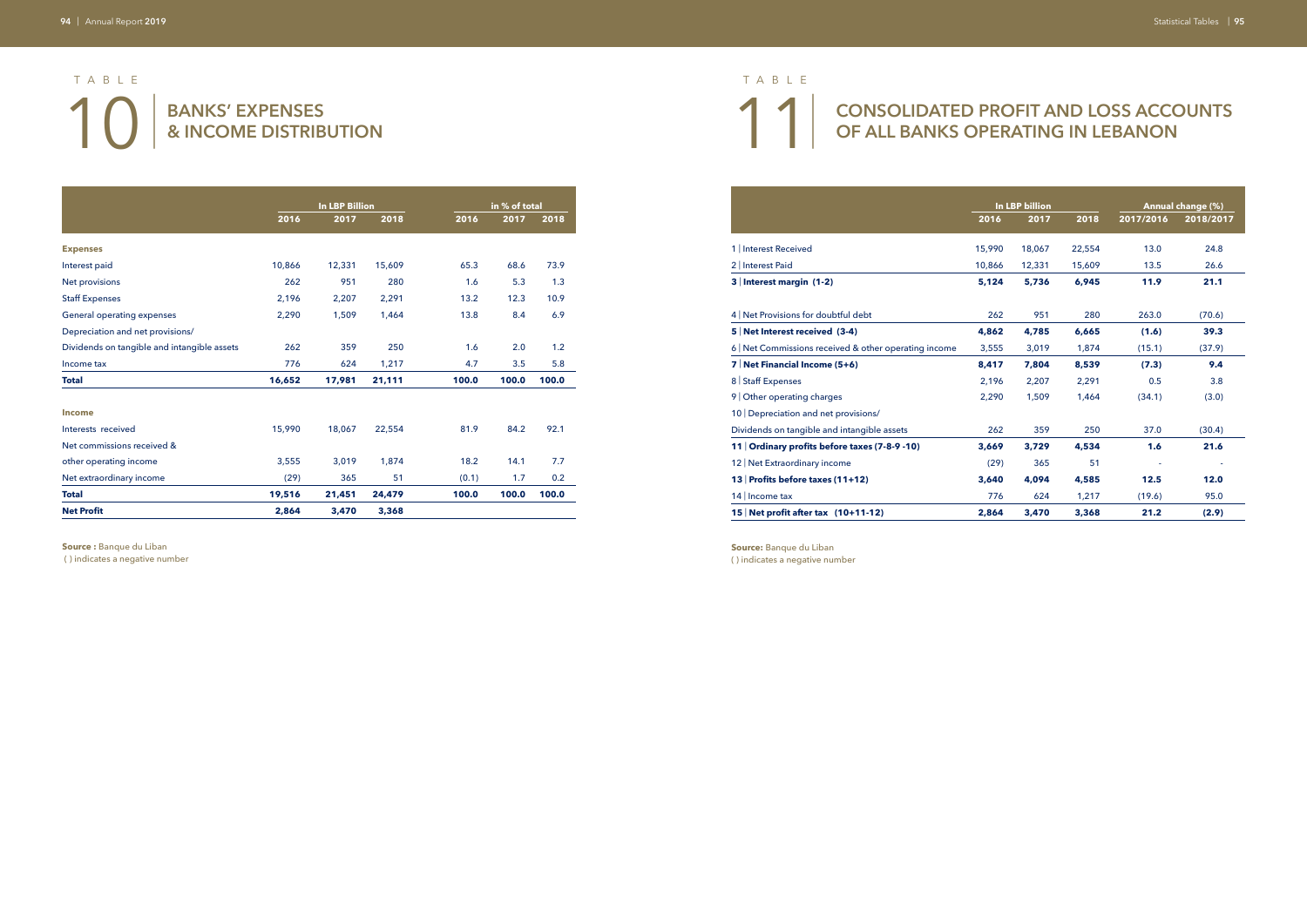# TABLE 10 | BANKS' EXPENSES & INCOME DISTRIBUTION

| | In LBP Billion | | | in % of total | | |
|---|---|---|---|---|---|---|
| | 2016 | 2017 | 2018 | 2016 | 2017 | 2018 |
| **Expenses** | | | | | | |
| Interest paid | 10,866 | 12,331 | 15,609 | 65.3 | 68.6 | 73.9 |
| Net provisions | 262 | 951 | 280 | 1.6 | 5.3 | 1.3 |
| Staff Expenses | 2,196 | 2,207 | 2,291 | 13.2 | 12.3 | 10.9 |
| General operating expenses | 2,290 | 1,509 | 1,464 | 13.8 | 8.4 | 6.9 |
| Depreciation and net provisions/ Dividends on tangible and intangible assets | 262 | 359 | 250 | 1.6 | 2.0 | 1.2 |
| Income tax | 776 | 624 | 1,217 | 4.7 | 3.5 | 5.8 |
| **Total** | **16,652** | **17,981** | **21,111** | **100.0** | **100.0** | **100.0** |
| **Income** | | | | | | |
| Interests received | 15,990 | 18,067 | 22,554 | 81.9 | 84.2 | 92.1 |
| Net commissions received & other operating income | 3,555 | 3,019 | 1,874 | 18.2 | 14.1 | 7.7 |
| Net extraordinary income | (29) | 365 | 51 | (0.1) | 1.7 | 0.2 |
| **Total** | **19,516** | **21,451** | **24,479** | **100.0** | **100.0** | **100.0** |
| **Net Profit** | **2,864** | **3,470** | **3,368** | | | |

**Source :** Banque du Liban

( ) indicates a negative number

# TABLE 11 | CONSOLIDATED PROFIT AND LOSS ACCOUNTS OF ALL BANKS OPERATING IN LEBANON

| | In LBP billion | | | Annual change (%) | |
|---|---|---|---|---|---|
| | 2016 | 2017 | 2018 | 2017/2016 | 2018/2017 |
| 1 \| Interest Received | 15,990 | 18,067 | 22,554 | 13.0 | 24.8 |
| 2 \| Interest Paid | 10,866 | 12,331 | 15,609 | 13.5 | 26.6 |
| **3 \| Interest margin (1-2)** | **5,124** | **5,736** | **6,945** | **11.9** | **21.1** |
| 4 \| Net Provisions for doubtful debt | 262 | 951 | 280 | 263.0 | (70.6) |
| **5 \| Net Interest received (3-4)** | **4,862** | **4,785** | **6,665** | **(1.6)** | **39.3** |
| 6 \| Net Commissions received & other operating income | 3,555 | 3,019 | 1,874 | (15.1) | (37.9) |
| **7 \| Net Financial Income (5+6)** | **8,417** | **7,804** | **8,539** | **(7.3)** | **9.4** |
| 8 \| Staff Expenses | 2,196 | 2,207 | 2,291 | 0.5 | 3.8 |
| 9 \| Other operating charges | 2,290 | 1,509 | 1,464 | (34.1) | (3.0) |
| 10 \| Depreciation and net provisions/ Dividends on tangible and intangible assets | 262 | 359 | 250 | 37.0 | (30.4) |
| **11 \| Ordinary profits before taxes (7-8-9 -10)** | **3,669** | **3,729** | **4,534** | **1.6** | **21.6** |
| 12 \| Net Extraordinary income | (29) | 365 | 51 | - | - |
| **13 \| Profits before taxes (11+12)** | **3,640** | **4,094** | **4,585** | **12.5** | **12.0** |
| 14 \| Income tax | 776 | 624 | 1,217 | (19.6) | 95.0 |
| **15 \| Net profit after tax (10+11-12)** | **2,864** | **3,470** | **3,368** | **21.2** | **(2.9)** |

**Source:** Banque du Liban

( ) indicates a negative number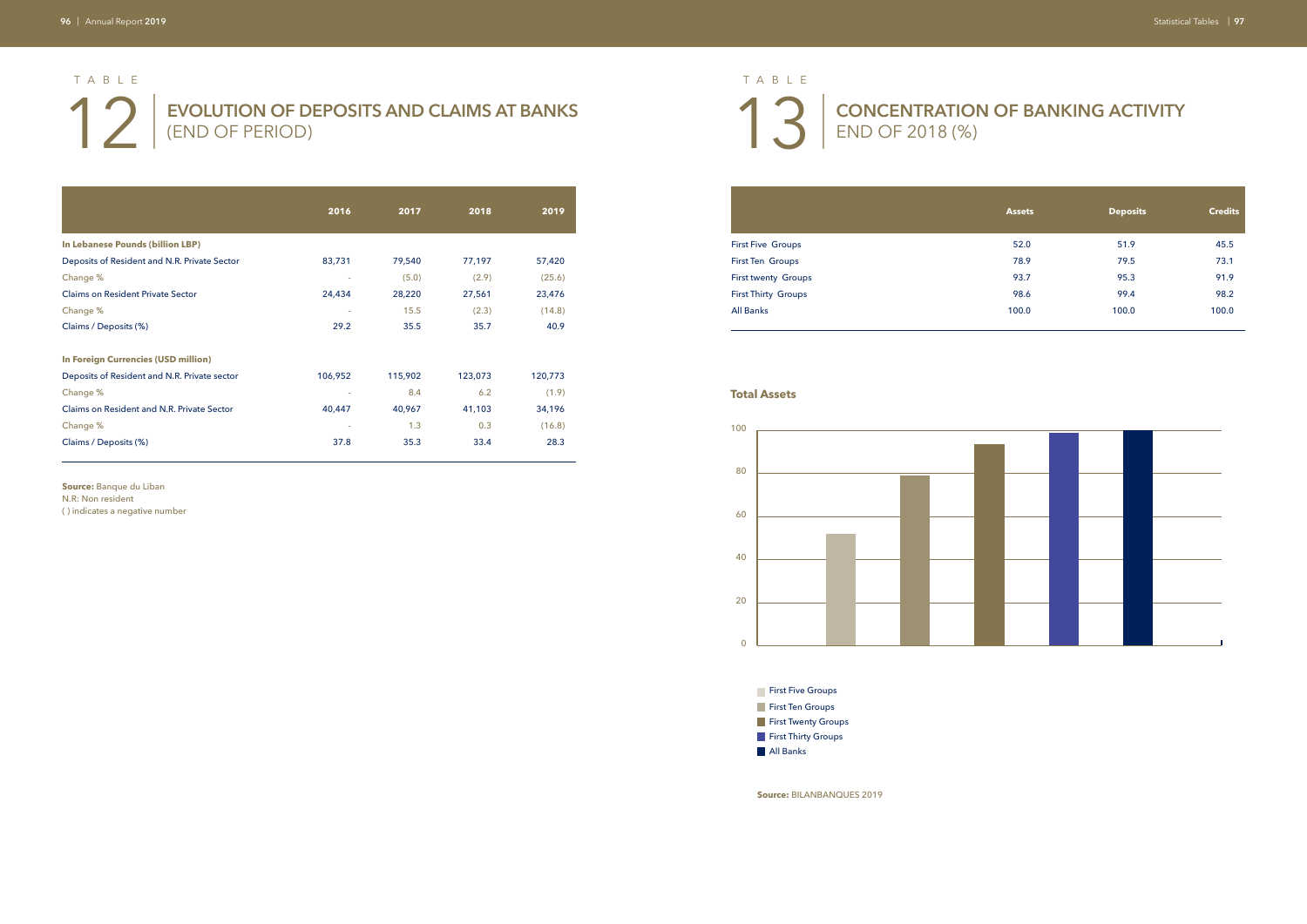# TABLE 12 | EVOLUTION OF DEPOSITS AND CLAIMS AT BANKS (END OF PERIOD)

| | 2016 | 2017 | 2018 | 2019 |
|---|---|---|---|---|
| **In Lebanese Pounds (billion LBP)** | | | | |
| Deposits of Resident and N.R. Private Sector | 83,731 | 79,540 | 77,197 | 57,420 |
| Change % | - | (5.0) | (2.9) | (25.6) |
| Claims on Resident Private Sector | 24,434 | 28,220 | 27,561 | 23,476 |
| Change % | - | 15.5 | (2.3) | (14.8) |
| Claims / Deposits (%) | 29.2 | 35.5 | 35.7 | 40.9 |
| **In Foreign Currencies (USD million)** | | | | |
| Deposits of Resident and N.R. Private sector | 106,952 | 115,902 | 123,073 | 120,773 |
| Change % | - | 8.4 | 6.2 | (1.9) |
| Claims on Resident and N.R. Private Sector | 40,447 | 40,967 | 41,103 | 34,196 |
| Change % | - | 1.3 | 0.3 | (16.8) |
| Claims / Deposits (%) | 37.8 | 35.3 | 33.4 | 28.3 |

**Source:** Banque du Liban
N.R: Non resident
( ) indicates a negative number

# TABLE 13 | CONCENTRATION OF BANKING ACTIVITY END OF 2018 (%)

| | Assets | Deposits | Credits |
|---|---|---|---|
| First Five Groups | 52.0 | 51.9 | 45.5 |
| First Ten Groups | 78.9 | 79.5 | 73.1 |
| First twenty Groups | 93.7 | 95.3 | 91.9 |
| First Thirty Groups | 98.6 | 99.4 | 98.2 |
| All Banks | 100.0 | 100.0 | 100.0 |

**Total Assets**

(Chart: y-axis 0–100; bars for First Five Groups, First Ten Groups, First Twenty Groups, First Thirty Groups, All Banks)

**Source:** BILANBANQUES 2019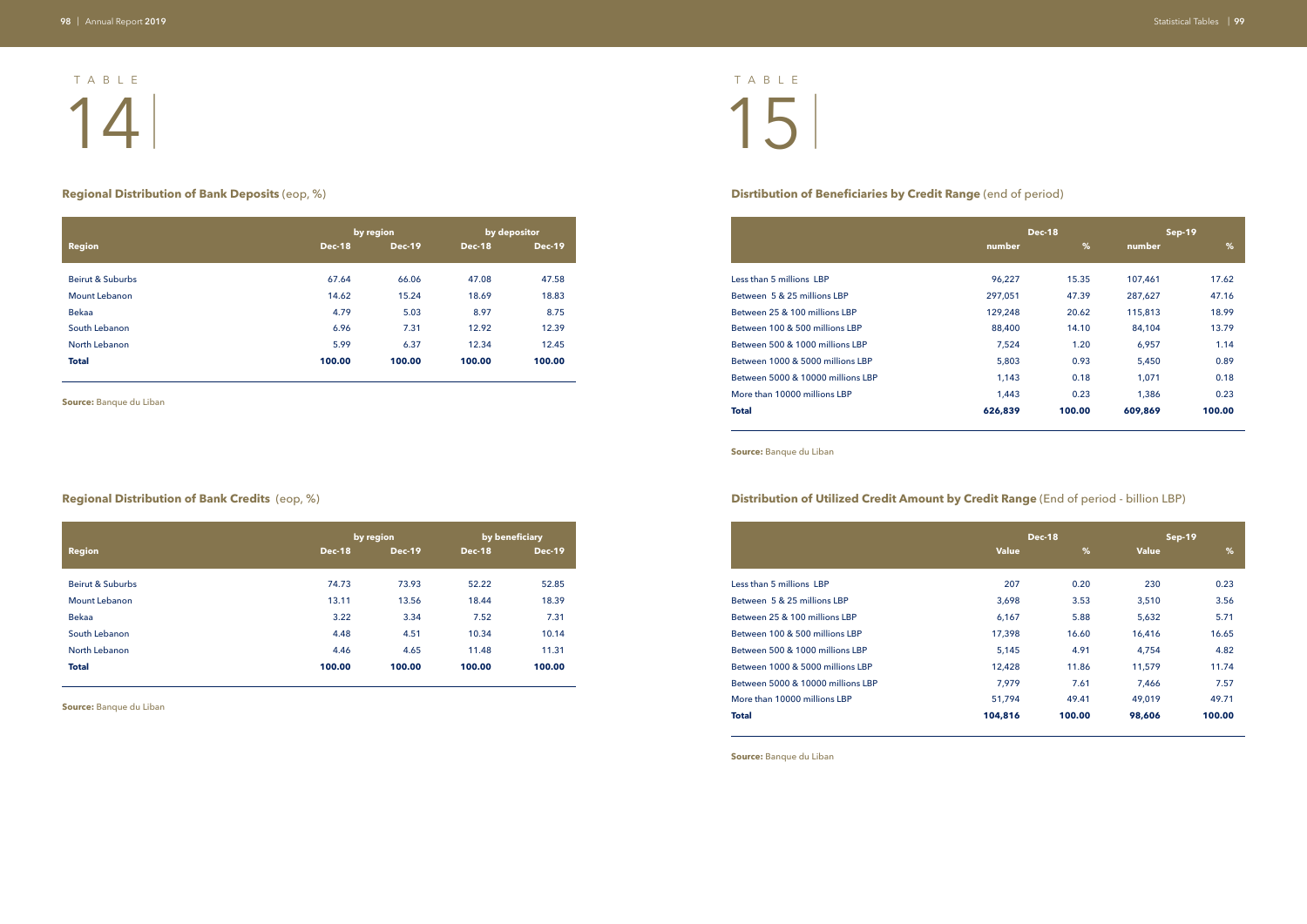# TABLE 14

## Regional Distribution of Bank Deposits (eop, %)

| Region | by region | | by depositor | |
|---|---|---|---|---|
| | Dec-18 | Dec-19 | Dec-18 | Dec-19 |
| Beirut & Suburbs | 67.64 | 66.06 | 47.08 | 47.58 |
| Mount Lebanon | 14.62 | 15.24 | 18.69 | 18.83 |
| Bekaa | 4.79 | 5.03 | 8.97 | 8.75 |
| South Lebanon | 6.96 | 7.31 | 12.92 | 12.39 |
| North Lebanon | 5.99 | 6.37 | 12.34 | 12.45 |
| **Total** | **100.00** | **100.00** | **100.00** | **100.00** |

**Source:** Banque du Liban

## Regional Distribution of Bank Credits (eop, %)

| Region | by region | | by beneficiary | |
|---|---|---|---|---|
| | Dec-18 | Dec-19 | Dec-18 | Dec-19 |
| Beirut & Suburbs | 74.73 | 73.93 | 52.22 | 52.85 |
| Mount Lebanon | 13.11 | 13.56 | 18.44 | 18.39 |
| Bekaa | 3.22 | 3.34 | 7.52 | 7.31 |
| South Lebanon | 4.48 | 4.51 | 10.34 | 10.14 |
| North Lebanon | 4.46 | 4.65 | 11.48 | 11.31 |
| **Total** | **100.00** | **100.00** | **100.00** | **100.00** |

**Source:** Banque du Liban

# TABLE 15

## Disrtribution of Beneficiaries by Credit Range (end of period)

| | Dec-18 | | Sep-19 | |
|---|---|---|---|---|
| | number | % | number | % |
| Less than 5 millions LBP | 96,227 | 15.35 | 107,461 | 17.62 |
| Between 5 & 25 millions LBP | 297,051 | 47.39 | 287,627 | 47.16 |
| Between 25 & 100 millions LBP | 129,248 | 20.62 | 115,813 | 18.99 |
| Between 100 & 500 millions LBP | 88,400 | 14.10 | 84,104 | 13.79 |
| Between 500 & 1000 millions LBP | 7,524 | 1.20 | 6,957 | 1.14 |
| Between 1000 & 5000 millions LBP | 5,803 | 0.93 | 5,450 | 0.89 |
| Between 5000 & 10000 millions LBP | 1,143 | 0.18 | 1,071 | 0.18 |
| More than 10000 millions LBP | 1,443 | 0.23 | 1,386 | 0.23 |
| **Total** | **626,839** | **100.00** | **609,869** | **100.00** |

**Source:** Banque du Liban

## Distribution of Utilized Credit Amount by Credit Range (End of period - billion LBP)

| | Dec-18 | | Sep-19 | |
|---|---|---|---|---|
| | Value | % | Value | % |
| Less than 5 millions LBP | 207 | 0.20 | 230 | 0.23 |
| Between 5 & 25 millions LBP | 3,698 | 3.53 | 3,510 | 3.56 |
| Between 25 & 100 millions LBP | 6,167 | 5.88 | 5,632 | 5.71 |
| Between 100 & 500 millions LBP | 17,398 | 16.60 | 16,416 | 16.65 |
| Between 500 & 1000 millions LBP | 5,145 | 4.91 | 4,754 | 4.82 |
| Between 1000 & 5000 millions LBP | 12,428 | 11.86 | 11,579 | 11.74 |
| Between 5000 & 10000 millions LBP | 7,979 | 7.61 | 7,466 | 7.57 |
| More than 10000 millions LBP | 51,794 | 49.41 | 49,019 | 49.71 |
| **Total** | **104,816** | **100.00** | **98,606** | **100.00** |

**Source:** Banque du Liban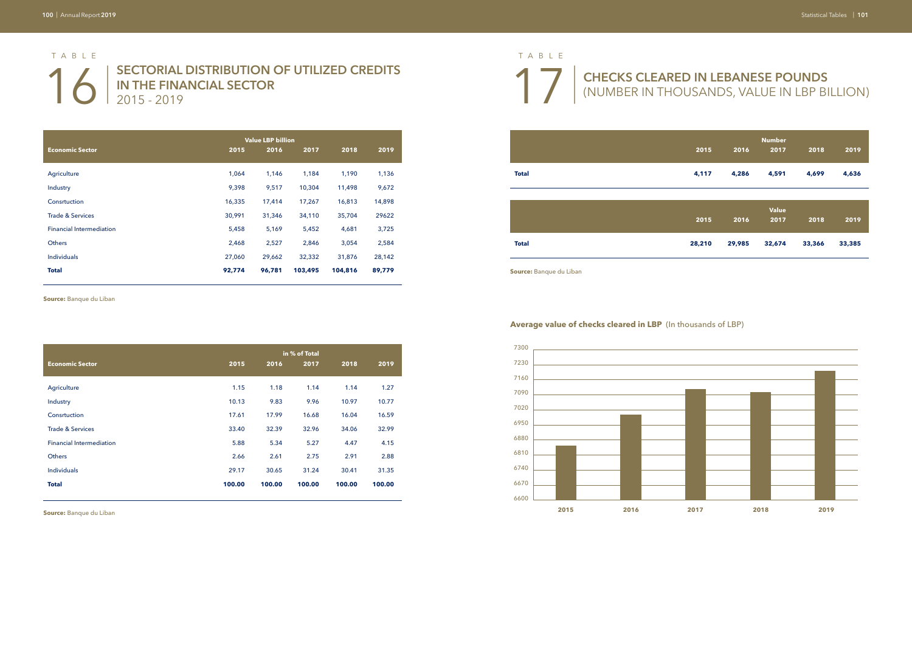TABLE

# 16 SECTORIAL DISTRIBUTION OF UTILIZED CREDITS IN THE FINANCIAL SECTOR 2015 - 2019

| Economic Sector | Value LBP billion | | | | |
|---|---|---|---|---|---|
| | 2015 | 2016 | 2017 | 2018 | 2019 |
| Agriculture | 1,064 | 1,146 | 1,184 | 1,190 | 1,136 |
| Industry | 9,398 | 9,517 | 10,304 | 11,498 | 9,672 |
| Consrtuction | 16,335 | 17,414 | 17,267 | 16,813 | 14,898 |
| Trade & Services | 30,991 | 31,346 | 34,110 | 35,704 | 29622 |
| Financial Intermediation | 5,458 | 5,169 | 5,452 | 4,681 | 3,725 |
| Others | 2,468 | 2,527 | 2,846 | 3,054 | 2,584 |
| Individuals | 27,060 | 29,662 | 32,332 | 31,876 | 28,142 |
| **Total** | **92,774** | **96,781** | **103,495** | **104,816** | **89,779** |

**Source:** Banque du Liban

| Economic Sector | in % of Total | | | | |
|---|---|---|---|---|---|
| | 2015 | 2016 | 2017 | 2018 | 2019 |
| Agriculture | 1.15 | 1.18 | 1.14 | 1.14 | 1.27 |
| Industry | 10.13 | 9.83 | 9.96 | 10.97 | 10.77 |
| Consrtuction | 17.61 | 17.99 | 16.68 | 16.04 | 16.59 |
| Trade & Services | 33.40 | 32.39 | 32.96 | 34.06 | 32.99 |
| Financial Intermediation | 5.88 | 5.34 | 5.27 | 4.47 | 4.15 |
| Others | 2.66 | 2.61 | 2.75 | 2.91 | 2.88 |
| Individuals | 29.17 | 30.65 | 31.24 | 30.41 | 31.35 |
| **Total** | **100.00** | **100.00** | **100.00** | **100.00** | **100.00** |

**Source:** Banque du Liban

TABLE

# 17 CHECKS CLEARED IN LEBANESE POUNDS (NUMBER IN THOUSANDS, VALUE IN LBP BILLION)

| | Number | | | | |
|---|---|---|---|---|---|
| | 2015 | 2016 | 2017 | 2018 | 2019 |
| **Total** | **4,117** | **4,286** | **4,591** | **4,699** | **4,636** |

| | Value | | | | |
|---|---|---|---|---|---|
| | 2015 | 2016 | 2017 | 2018 | 2019 |
| **Total** | **28,210** | **29,985** | **32,674** | **33,366** | **33,385** |

**Source:** Banque du Liban

**Average value of checks cleared in LBP** (In thousands of LBP)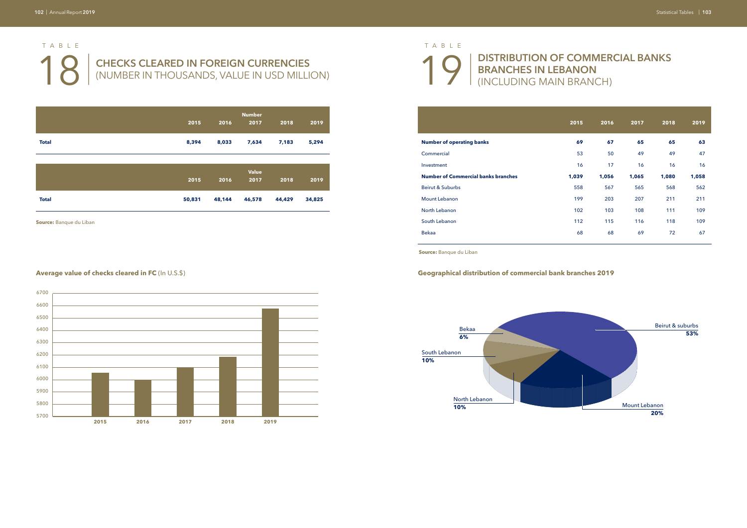TABLE

# 18 CHECKS CLEARED IN FOREIGN CURRENCIES (NUMBER IN THOUSANDS, VALUE IN USD MILLION)

| | Number | | | | |
|---|---|---|---|---|---|
| | 2015 | 2016 | 2017 | 2018 | 2019 |
| **Total** | **8,394** | **8,033** | **7,634** | **7,183** | **5,294** |

| | Value | | | | |
|---|---|---|---|---|---|
| | 2015 | 2016 | 2017 | 2018 | 2019 |
| **Total** | **50,831** | **48,144** | **46,578** | **44,429** | **34,825** |

**Source:** Banque du Liban

**Average value of checks cleared in FC** (In U.S.$)

6700
6600
6500
6400
6300
6200
6100
6000
5900
5800
5700

2015 2016 2017 2018 2019

TABLE

# 19 DISTRIBUTION OF COMMERCIAL BANKS BRANCHES IN LEBANON (INCLUDING MAIN BRANCH)

| | 2015 | 2016 | 2017 | 2018 | 2019 |
|---|---|---|---|---|---|
| **Number of operating banks** | **69** | **67** | **65** | **65** | **63** |
| Commercial | 53 | 50 | 49 | 49 | 47 |
| Investment | 16 | 17 | 16 | 16 | 16 |
| **Number of Commercial banks branches** | **1,039** | **1,056** | **1,065** | **1,080** | **1,058** |
| Beirut & Suburbs | 558 | 567 | 565 | 568 | 562 |
| Mount Lebanon | 199 | 203 | 207 | 211 | 211 |
| North Lebanon | 102 | 103 | 108 | 111 | 109 |
| South Lebanon | 112 | 115 | 116 | 118 | 109 |
| Bekaa | 68 | 68 | 69 | 72 | 67 |

**Source:** Banque du Liban

**Geographical distribution of commercial bank branches 2019**

Beirut & suburbs **53%**
Mount Lebanon **20%**
North Lebanon **10%**
South Lebanon **10%**
Bekaa **6%**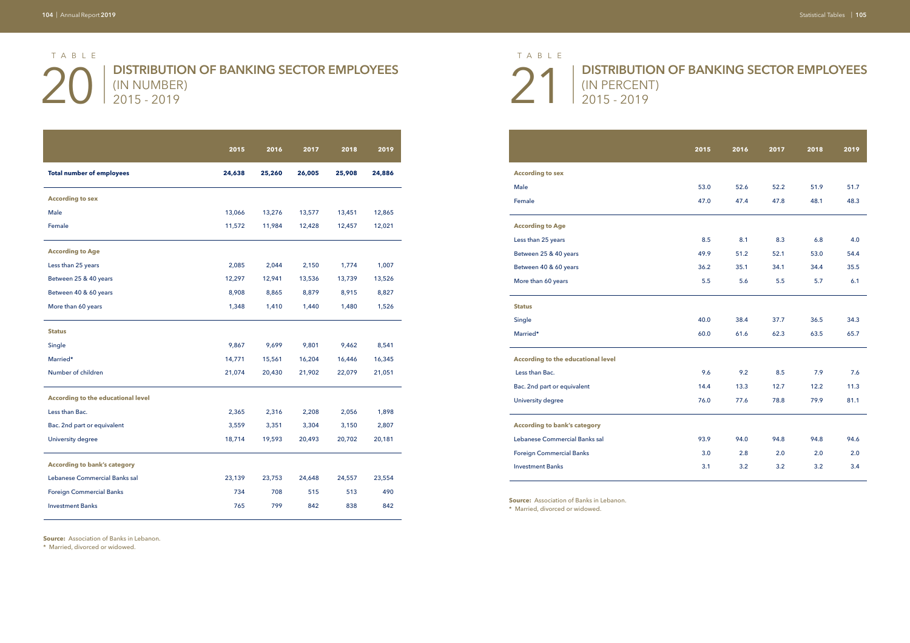## TABLE 20

## DISTRIBUTION OF BANKING SECTOR EMPLOYEES (IN NUMBER) 2015 - 2019

| | 2015 | 2016 | 2017 | 2018 | 2019 |
|---|---|---|---|---|---|
| **Total number of employees** | **24,638** | **25,260** | **26,005** | **25,908** | **24,886** |
| **According to sex** | | | | | |
| Male | 13,066 | 13,276 | 13,577 | 13,451 | 12,865 |
| Female | 11,572 | 11,984 | 12,428 | 12,457 | 12,021 |
| **According to Age** | | | | | |
| Less than 25 years | 2,085 | 2,044 | 2,150 | 1,774 | 1,007 |
| Between 25 & 40 years | 12,297 | 12,941 | 13,536 | 13,739 | 13,526 |
| Between 40 & 60 years | 8,908 | 8,865 | 8,879 | 8,915 | 8,827 |
| More than 60 years | 1,348 | 1,410 | 1,440 | 1,480 | 1,526 |
| **Status** | | | | | |
| Single | 9,867 | 9,699 | 9,801 | 9,462 | 8,541 |
| Married* | 14,771 | 15,561 | 16,204 | 16,446 | 16,345 |
| Number of children | 21,074 | 20,430 | 21,902 | 22,079 | 21,051 |
| **According to the educational level** | | | | | |
| Less than Bac. | 2,365 | 2,316 | 2,208 | 2,056 | 1,898 |
| Bac. 2nd part or equivalent | 3,559 | 3,351 | 3,304 | 3,150 | 2,807 |
| University degree | 18,714 | 19,593 | 20,493 | 20,702 | 20,181 |
| **According to bank's category** | | | | | |
| Lebanese Commercial Banks sal | 23,139 | 23,753 | 24,648 | 24,557 | 23,554 |
| Foreign Commercial Banks | 734 | 708 | 515 | 513 | 490 |
| Investment Banks | 765 | 799 | 842 | 838 | 842 |

**Source:** Association of Banks in Lebanon.
* Married, divorced or widowed.

## TABLE 21

## DISTRIBUTION OF BANKING SECTOR EMPLOYEES (IN PERCENT) 2015 - 2019

| | 2015 | 2016 | 2017 | 2018 | 2019 |
|---|---|---|---|---|---|
| **According to sex** | | | | | |
| Male | 53.0 | 52.6 | 52.2 | 51.9 | 51.7 |
| Female | 47.0 | 47.4 | 47.8 | 48.1 | 48.3 |
| **According to Age** | | | | | |
| Less than 25 years | 8.5 | 8.1 | 8.3 | 6.8 | 4.0 |
| Between 25 & 40 years | 49.9 | 51.2 | 52.1 | 53.0 | 54.4 |
| Between 40 & 60 years | 36.2 | 35.1 | 34.1 | 34.4 | 35.5 |
| More than 60 years | 5.5 | 5.6 | 5.5 | 5.7 | 6.1 |
| **Status** | | | | | |
| Single | 40.0 | 38.4 | 37.7 | 36.5 | 34.3 |
| Married* | 60.0 | 61.6 | 62.3 | 63.5 | 65.7 |
| **According to the educational level** | | | | | |
| Less than Bac. | 9.6 | 9.2 | 8.5 | 7.9 | 7.6 |
| Bac. 2nd part or equivalent | 14.4 | 13.3 | 12.7 | 12.2 | 11.3 |
| University degree | 76.0 | 77.6 | 78.8 | 79.9 | 81.1 |
| **According to bank's category** | | | | | |
| Lebanese Commercial Banks sal | 93.9 | 94.0 | 94.8 | 94.8 | 94.6 |
| Foreign Commercial Banks | 3.0 | 2.8 | 2.0 | 2.0 | 2.0 |
| Investment Banks | 3.1 | 3.2 | 3.2 | 3.2 | 3.4 |

**Source:** Association of Banks in Lebanon.
* Married, divorced or widowed.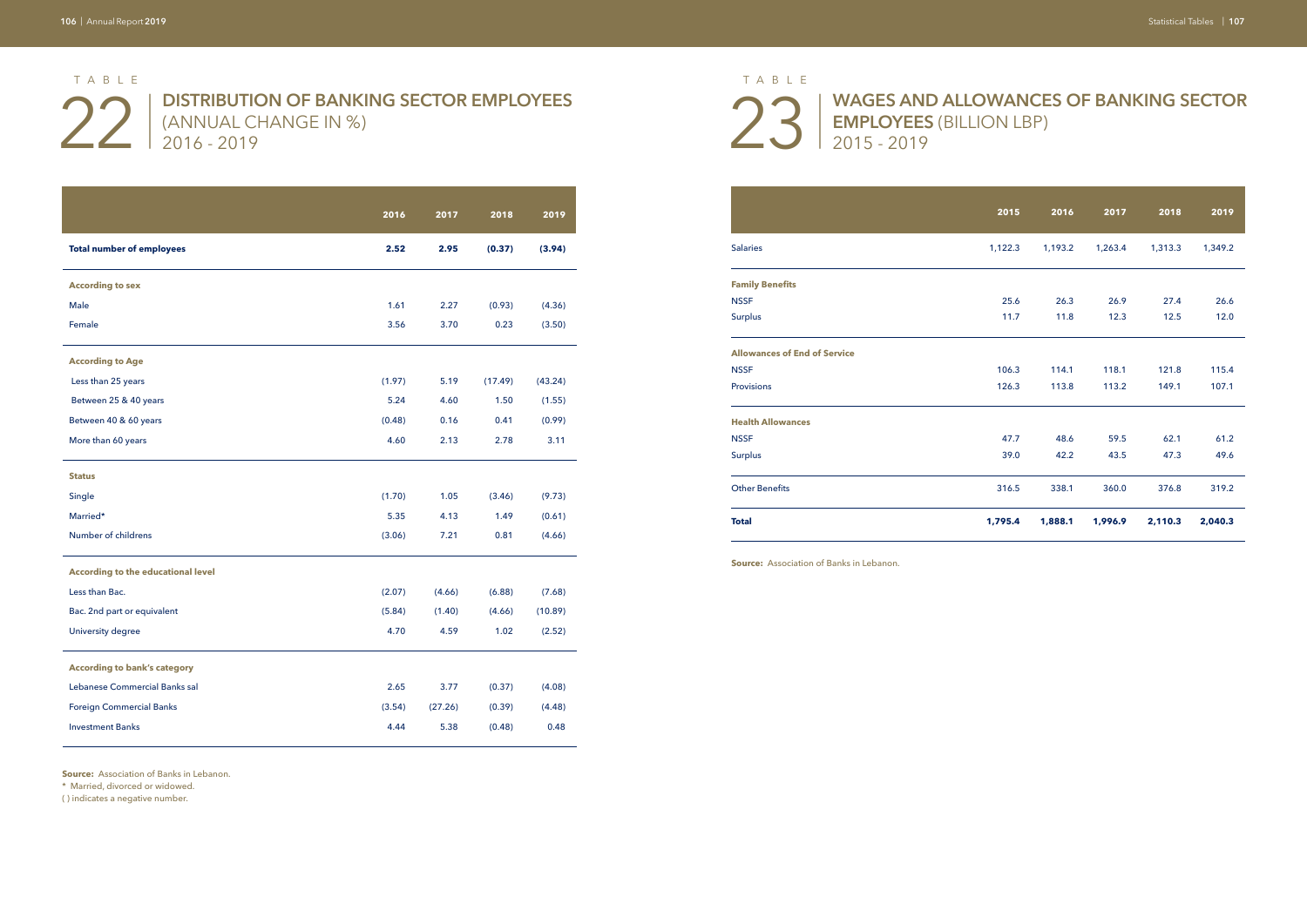# TABLE 22 | DISTRIBUTION OF BANKING SECTOR EMPLOYEES (ANNUAL CHANGE IN %) 2016 - 2019

| | 2016 | 2017 | 2018 | 2019 |
|---|---|---|---|---|
| **Total number of employees** | **2.52** | **2.95** | **(0.37)** | **(3.94)** |
| **According to sex** | | | | |
| Male | 1.61 | 2.27 | (0.93) | (4.36) |
| Female | 3.56 | 3.70 | 0.23 | (3.50) |
| **According to Age** | | | | |
| Less than 25 years | (1.97) | 5.19 | (17.49) | (43.24) |
| Between 25 & 40 years | 5.24 | 4.60 | 1.50 | (1.55) |
| Between 40 & 60 years | (0.48) | 0.16 | 0.41 | (0.99) |
| More than 60 years | 4.60 | 2.13 | 2.78 | 3.11 |
| **Status** | | | | |
| Single | (1.70) | 1.05 | (3.46) | (9.73) |
| Married* | 5.35 | 4.13 | 1.49 | (0.61) |
| Number of childrens | (3.06) | 7.21 | 0.81 | (4.66) |
| **According to the educational level** | | | | |
| Less than Bac. | (2.07) | (4.66) | (6.88) | (7.68) |
| Bac. 2nd part or equivalent | (5.84) | (1.40) | (4.66) | (10.89) |
| University degree | 4.70 | 4.59 | 1.02 | (2.52) |
| **According to bank's category** | | | | |
| Lebanese Commercial Banks sal | 2.65 | 3.77 | (0.37) | (4.08) |
| Foreign Commercial Banks | (3.54) | (27.26) | (0.39) | (4.48) |
| Investment Banks | 4.44 | 5.38 | (0.48) | 0.48 |

**Source:** Association of Banks in Lebanon.
* Married, divorced or widowed.
( ) indicates a negative number.

# TABLE 23 | WAGES AND ALLOWANCES OF BANKING SECTOR EMPLOYEES (BILLION LBP) 2015 - 2019

| | 2015 | 2016 | 2017 | 2018 | 2019 |
|---|---|---|---|---|---|
| Salaries | 1,122.3 | 1,193.2 | 1,263.4 | 1,313.3 | 1,349.2 |
| **Family Benefits** | | | | | |
| NSSF | 25.6 | 26.3 | 26.9 | 27.4 | 26.6 |
| Surplus | 11.7 | 11.8 | 12.3 | 12.5 | 12.0 |
| **Allowances of End of Service** | | | | | |
| NSSF | 106.3 | 114.1 | 118.1 | 121.8 | 115.4 |
| Provisions | 126.3 | 113.8 | 113.2 | 149.1 | 107.1 |
| **Health Allowances** | | | | | |
| NSSF | 47.7 | 48.6 | 59.5 | 62.1 | 61.2 |
| Surplus | 39.0 | 42.2 | 43.5 | 47.3 | 49.6 |
| Other Benefits | 316.5 | 338.1 | 360.0 | 376.8 | 319.2 |
| **Total** | **1,795.4** | **1,888.1** | **1,996.9** | **2,110.3** | **2,040.3** |

**Source:** Association of Banks in Lebanon.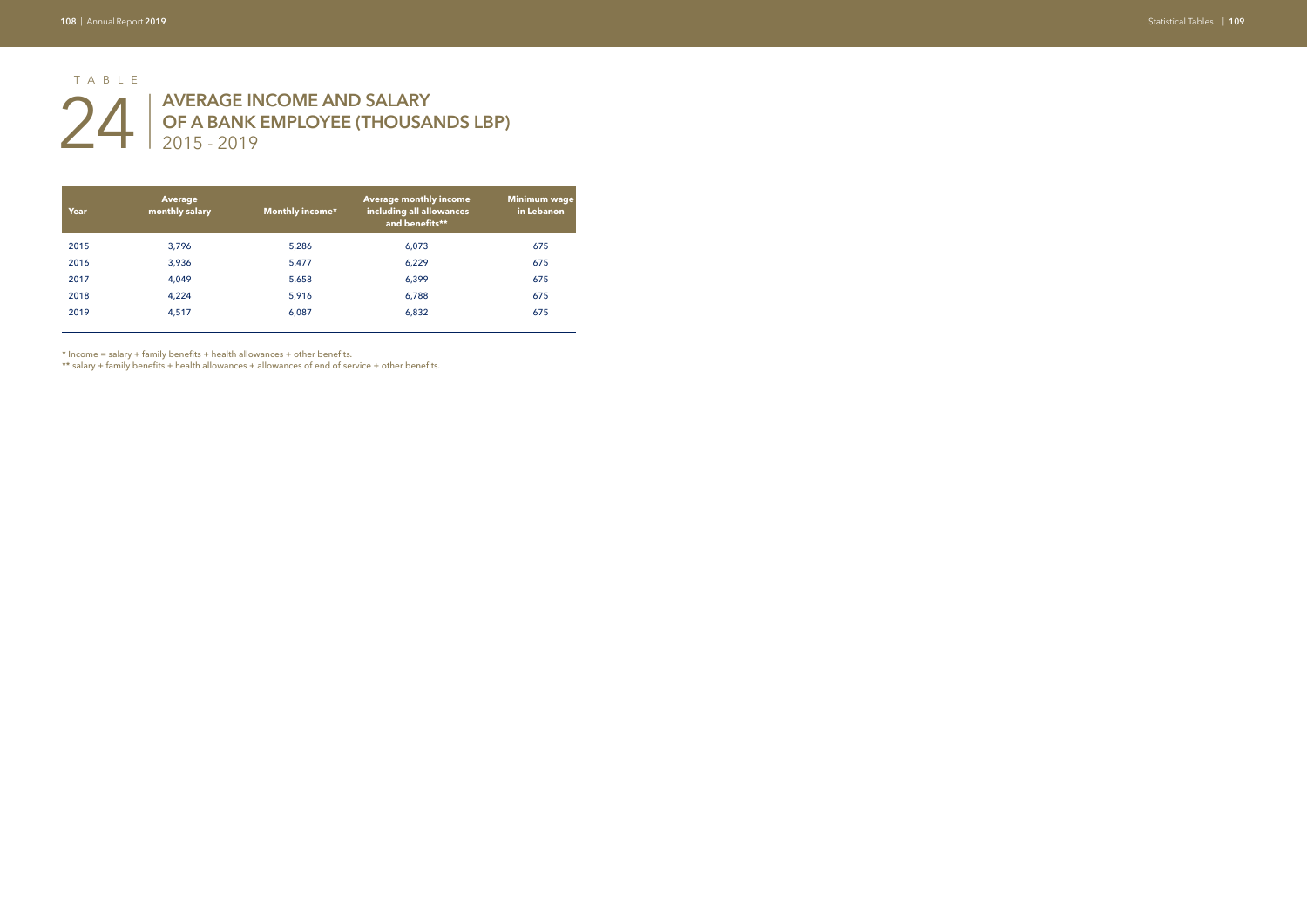TABLE

# 24 AVERAGE INCOME AND SALARY OF A BANK EMPLOYEE (THOUSANDS LBP)

2015 - 2019

| Year | Average monthly salary | Monthly income* | Average monthly income including all allowances and benefits** | Minimum wage in Lebanon |
|---|---|---|---|---|
| 2015 | 3,796 | 5,286 | 6,073 | 675 |
| 2016 | 3,936 | 5,477 | 6,229 | 675 |
| 2017 | 4,049 | 5,658 | 6,399 | 675 |
| 2018 | 4,224 | 5,916 | 6,788 | 675 |
| 2019 | 4,517 | 6,087 | 6,832 | 675 |

* Income = salary + family benefits + health allowances + other benefits.

** salary + family benefits + health allowances + allowances of end of service + other benefits.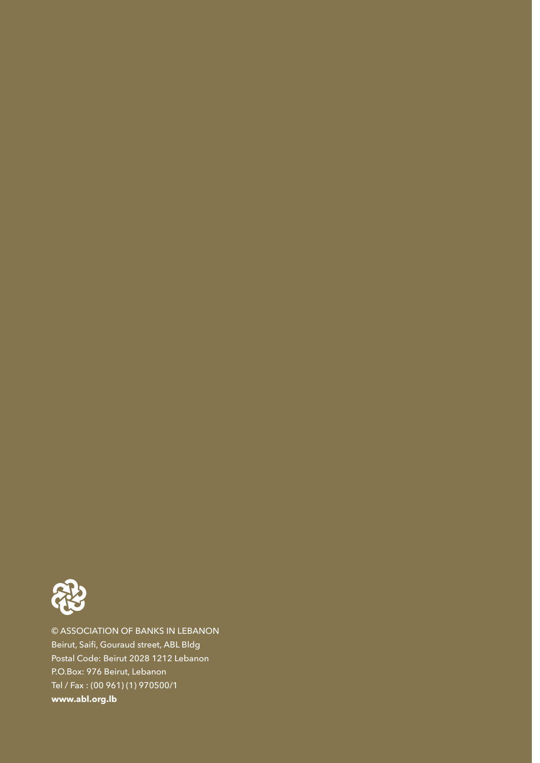© ASSOCIATION OF BANKS IN LEBANON
Beirut, Saifi, Gouraud street, ABL Bldg
Postal Code: Beirut 2028 1212 Lebanon
P.O.Box: 976 Beirut, Lebanon
Tel / Fax : (00 961) (1) 970500/1
**www.abl.org.lb**